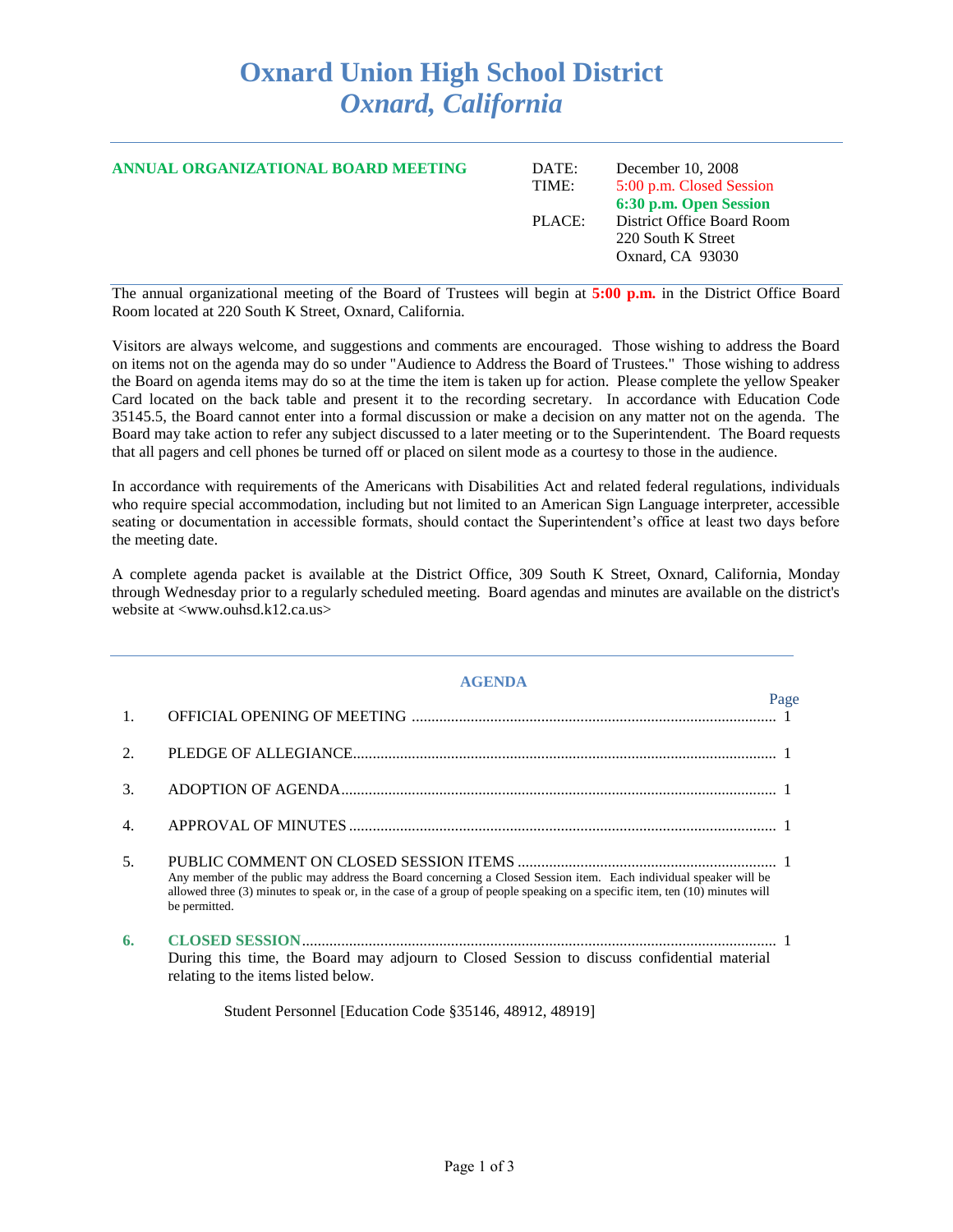# Oxnard Union High School District
## *Oxnard, California*

**ANNUAL ORGANIZATIONAL BOARD MEETING**

| | |
|---|---|
| DATE: | December 10, 2008 |
| TIME: | 5:00 p.m. Closed Session |
| | **6:30 p.m. Open Session** |
| PLACE: | District Office Board Room |
| | 220 South K Street |
| | Oxnard, CA 93030 |

The annual organizational meeting of the Board of Trustees will begin at **5:00 p.m.** in the District Office Board Room located at 220 South K Street, Oxnard, California.

Visitors are always welcome, and suggestions and comments are encouraged. Those wishing to address the Board on items not on the agenda may do so under "Audience to Address the Board of Trustees." Those wishing to address the Board on agenda items may do so at the time the item is taken up for action. Please complete the yellow Speaker Card located on the back table and present it to the recording secretary. In accordance with Education Code 35145.5, the Board cannot enter into a formal discussion or make a decision on any matter not on the agenda. The Board may take action to refer any subject discussed to a later meeting or to the Superintendent. The Board requests that all pagers and cell phones be turned off or placed on silent mode as a courtesy to those in the audience.

In accordance with requirements of the Americans with Disabilities Act and related federal regulations, individuals who require special accommodation, including but not limited to an American Sign Language interpreter, accessible seating or documentation in accessible formats, should contact the Superintendent's office at least two days before the meeting date.

A complete agenda packet is available at the District Office, 309 South K Street, Oxnard, California, Monday through Wednesday prior to a regularly scheduled meeting. Board agendas and minutes are available on the district's website at <www.ouhsd.k12.ca.us>

## AGENDA

| | | Page |
|---|---|---|
| 1. | OFFICIAL OPENING OF MEETING | 1 |
| 2. | PLEDGE OF ALLEGIANCE | 1 |
| 3. | ADOPTION OF AGENDA | 1 |
| 4. | APPROVAL OF MINUTES | 1 |
| 5. | PUBLIC COMMENT ON CLOSED SESSION ITEMS<br>Any member of the public may address the Board concerning a Closed Session item. Each individual speaker will be allowed three (3) minutes to speak or, in the case of a group of people speaking on a specific item, ten (10) minutes will be permitted. | 1 |
| **6.** | **CLOSED SESSION**<br>During this time, the Board may adjourn to Closed Session to discuss confidential material relating to the items listed below. | 1 |

Student Personnel [Education Code §35146, 48912, 48919]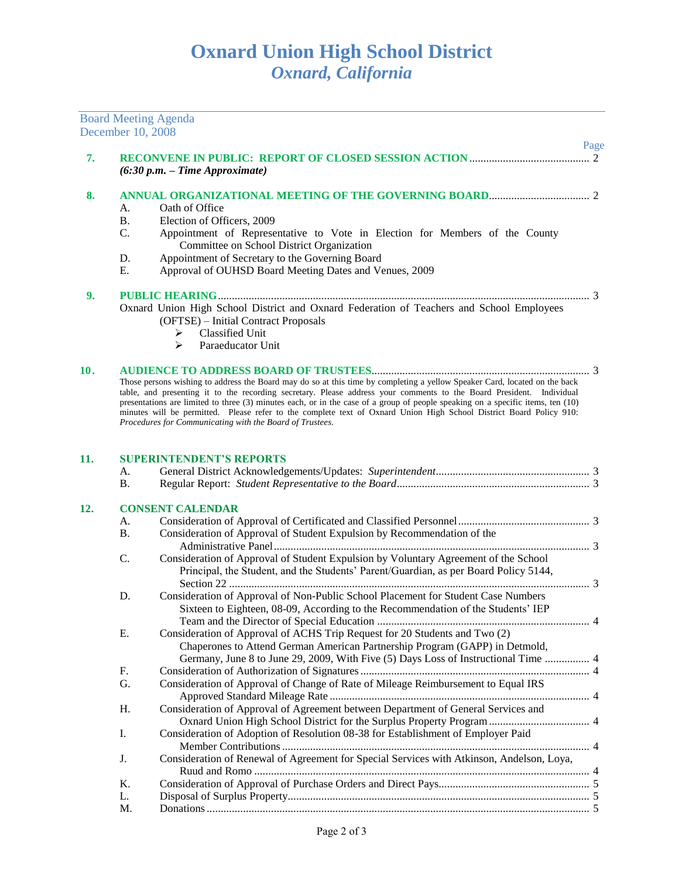# Oxnard Union High School District
## *Oxnard, California*

Board Meeting Agenda
December 10, 2008

Page

**7. RECONVENE IN PUBLIC: REPORT OF CLOSED SESSION ACTION** .......... 2
*(6:30 p.m. – Time Approximate)*

**8. ANNUAL ORGANIZATIONAL MEETING OF THE GOVERNING BOARD** .......... 2
- A. Oath of Office
- B. Election of Officers, 2009
- C. Appointment of Representative to Vote in Election for Members of the County Committee on School District Organization
- D. Appointment of Secretary to the Governing Board
- E. Approval of OUHSD Board Meeting Dates and Venues, 2009

**9. PUBLIC HEARING** .......... 3
Oxnard Union High School District and Oxnard Federation of Teachers and School Employees (OFTSE) – Initial Contract Proposals
- ➢ Classified Unit
- ➢ Paraeducator Unit

**10. AUDIENCE TO ADDRESS BOARD OF TRUSTEES** .......... 3
Those persons wishing to address the Board may do so at this time by completing a yellow Speaker Card, located on the back table, and presenting it to the recording secretary. Please address your comments to the Board President. Individual presentations are limited to three (3) minutes each, or in the case of a group of people speaking on a specific items, ten (10) minutes will be permitted. Please refer to the complete text of Oxnard Union High School District Board Policy 910: *Procedures for Communicating with the Board of Trustees*.

**11. SUPERINTENDENT'S REPORTS**
- A. General District Acknowledgements/Updates: *Superintendent* .......... 3
- B. Regular Report: *Student Representative to the Board* .......... 3

**12. CONSENT CALENDAR**
- A. Consideration of Approval of Certificated and Classified Personnel .......... 3
- B. Consideration of Approval of Student Expulsion by Recommendation of the Administrative Panel .......... 3
- C. Consideration of Approval of Student Expulsion by Voluntary Agreement of the School Principal, the Student, and the Students' Parent/Guardian, as per Board Policy 5144, Section 22 .......... 3
- D. Consideration of Approval of Non-Public School Placement for Student Case Numbers Sixteen to Eighteen, 08-09, According to the Recommendation of the Students' IEP Team and the Director of Special Education .......... 4
- E. Consideration of Approval of ACHS Trip Request for 20 Students and Two (2) Chaperones to Attend German American Partnership Program (GAPP) in Detmold, Germany, June 8 to June 29, 2009, With Five (5) Days Loss of Instructional Time .......... 4
- F. Consideration of Authorization of Signatures .......... 4
- G. Consideration of Approval of Change of Rate of Mileage Reimbursement to Equal IRS Approved Standard Mileage Rate .......... 4
- H. Consideration of Approval of Agreement between Department of General Services and Oxnard Union High School District for the Surplus Property Program .......... 4
- I. Consideration of Adoption of Resolution 08-38 for Establishment of Employer Paid Member Contributions .......... 4
- J. Consideration of Renewal of Agreement for Special Services with Atkinson, Andelson, Loya, Ruud and Romo .......... 4
- K. Consideration of Approval of Purchase Orders and Direct Pays .......... 5
- L. Disposal of Surplus Property .......... 5
- M. Donations .......... 5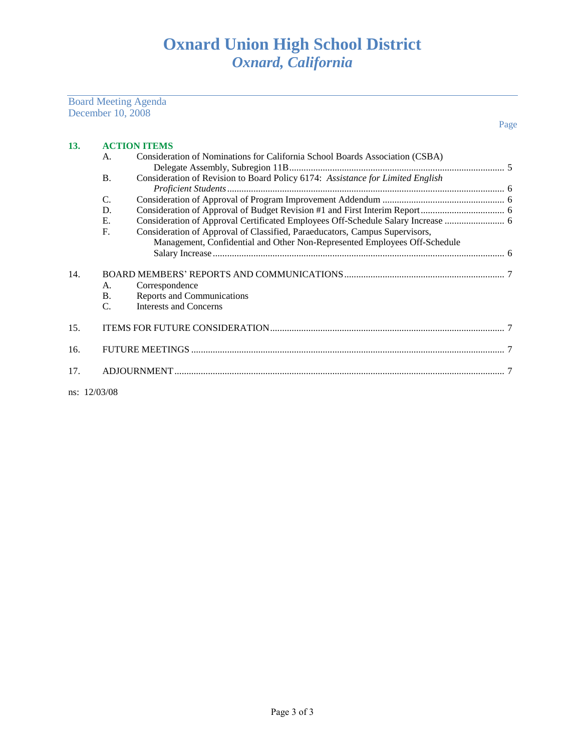# Oxnard Union High School District
## *Oxnard, California*

Board Meeting Agenda
December 10, 2008

Page

**13. ACTION ITEMS**

- A. Consideration of Nominations for California School Boards Association (CSBA) Delegate Assembly, Subregion 11B ........ 5
- B. Consideration of Revision to Board Policy 6174: *Assistance for Limited English Proficient Students* ........ 6
- C. Consideration of Approval of Program Improvement Addendum ........ 6
- D. Consideration of Approval of Budget Revision #1 and First Interim Report ........ 6
- E. Consideration of Approval Certificated Employees Off-Schedule Salary Increase ........ 6
- F. Consideration of Approval of Classified, Paraeducators, Campus Supervisors, Management, Confidential and Other Non-Represented Employees Off-Schedule Salary Increase ........ 6

14. BOARD MEMBERS' REPORTS AND COMMUNICATIONS ........ 7

- A. Correspondence
- B. Reports and Communications
- C. Interests and Concerns

15. ITEMS FOR FUTURE CONSIDERATION ........ 7

16. FUTURE MEETINGS ........ 7

17. ADJOURNMENT ........ 7

ns: 12/03/08